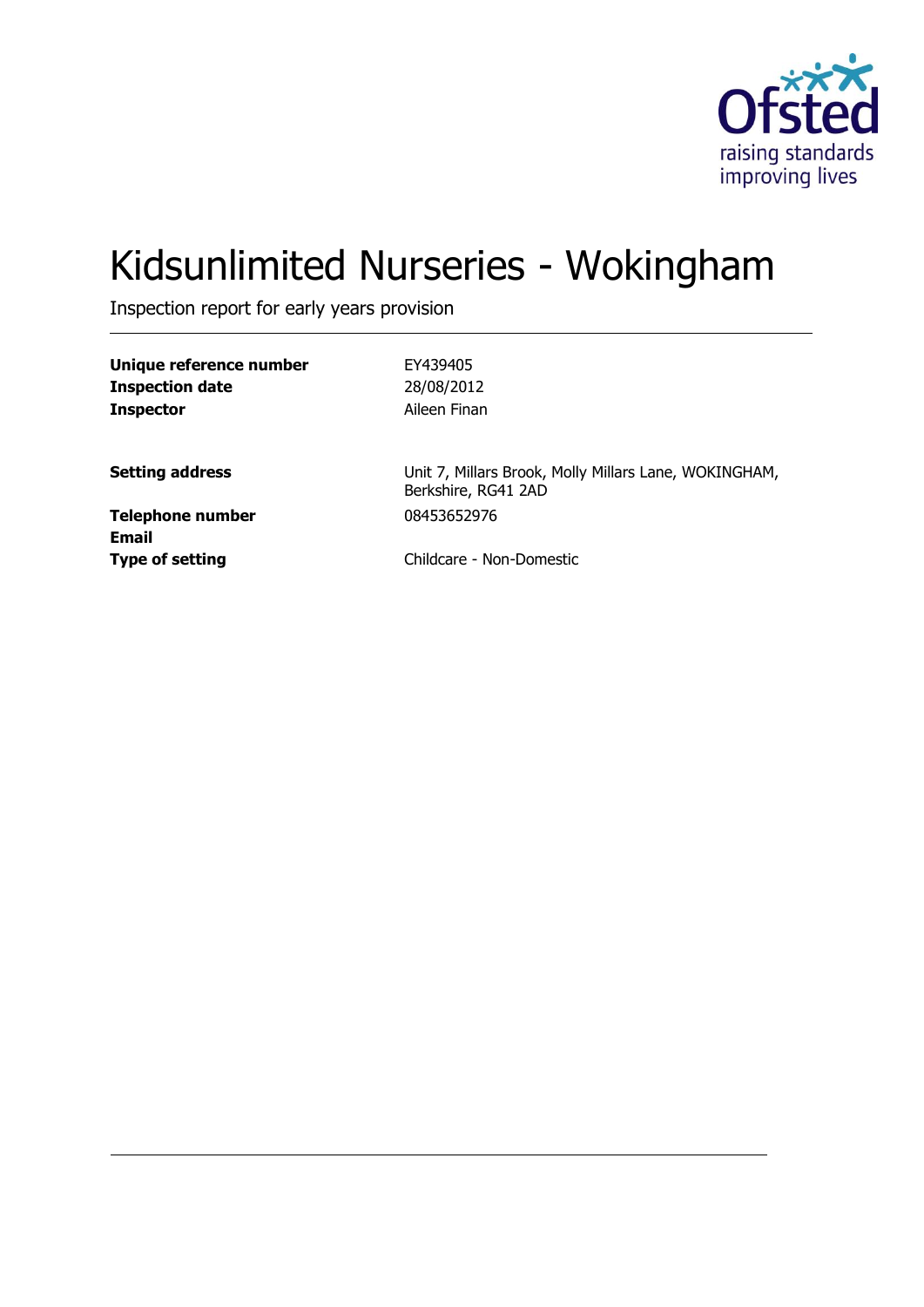# Kidsunlimited Nurseries - Wokingham

Inspection report for early years provision

| | |
|---|---|
| **Unique reference number** | EY439405 |
| **Inspection date** | 28/08/2012 |
| **Inspector** | Aileen Finan |
| | |
| **Setting address** | Unit 7, Millars Brook, Molly Millars Lane, WOKINGHAM, Berkshire, RG41 2AD |
| **Telephone number** | 08453652976 |
| **Email** | |
| **Type of setting** | Childcare - Non-Domestic |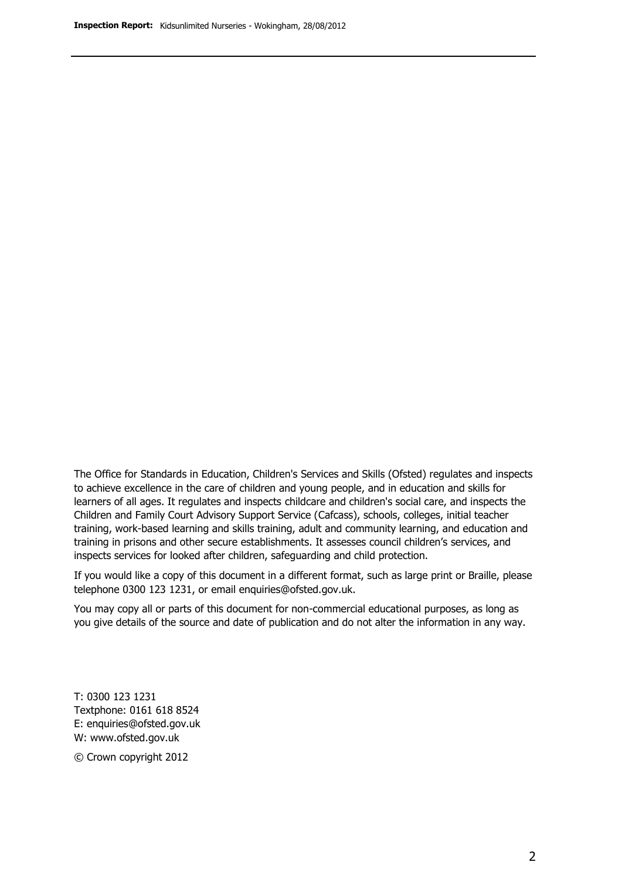The Office for Standards in Education, Children's Services and Skills (Ofsted) regulates and inspects to achieve excellence in the care of children and young people, and in education and skills for learners of all ages. It regulates and inspects childcare and children's social care, and inspects the Children and Family Court Advisory Support Service (Cafcass), schools, colleges, initial teacher training, work-based learning and skills training, adult and community learning, and education and training in prisons and other secure establishments. It assesses council children's services, and inspects services for looked after children, safeguarding and child protection.

If you would like a copy of this document in a different format, such as large print or Braille, please telephone 0300 123 1231, or email enquiries@ofsted.gov.uk.

You may copy all or parts of this document for non-commercial educational purposes, as long as you give details of the source and date of publication and do not alter the information in any way.

T: 0300 123 1231
Textphone: 0161 618 8524
E: enquiries@ofsted.gov.uk
W: www.ofsted.gov.uk

© Crown copyright 2012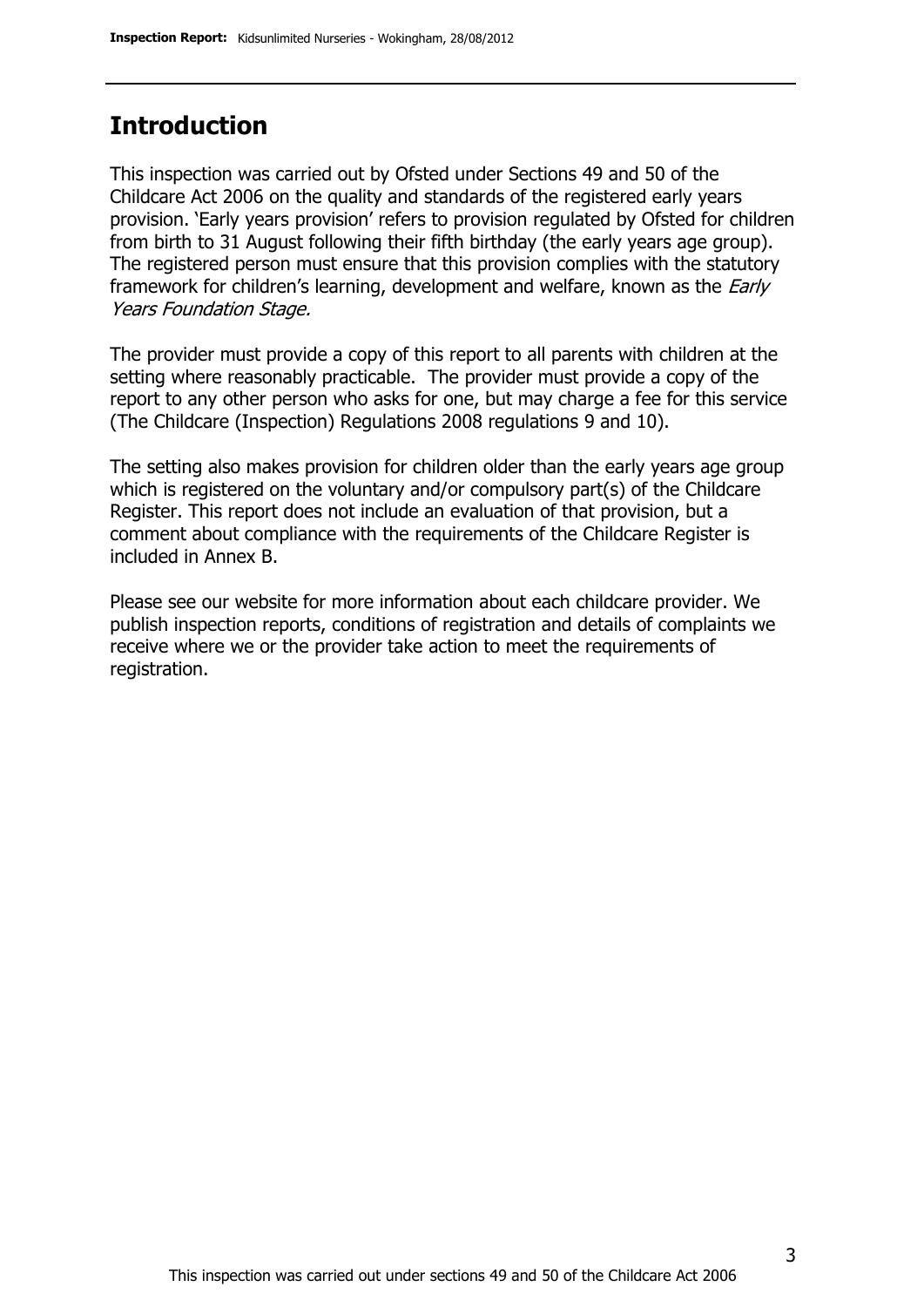## Introduction

This inspection was carried out by Ofsted under Sections 49 and 50 of the Childcare Act 2006 on the quality and standards of the registered early years provision. 'Early years provision' refers to provision regulated by Ofsted for children from birth to 31 August following their fifth birthday (the early years age group). The registered person must ensure that this provision complies with the statutory framework for children's learning, development and welfare, known as the *Early Years Foundation Stage.*

The provider must provide a copy of this report to all parents with children at the setting where reasonably practicable. The provider must provide a copy of the report to any other person who asks for one, but may charge a fee for this service (The Childcare (Inspection) Regulations 2008 regulations 9 and 10).

The setting also makes provision for children older than the early years age group which is registered on the voluntary and/or compulsory part(s) of the Childcare Register. This report does not include an evaluation of that provision, but a comment about compliance with the requirements of the Childcare Register is included in Annex B.

Please see our website for more information about each childcare provider. We publish inspection reports, conditions of registration and details of complaints we receive where we or the provider take action to meet the requirements of registration.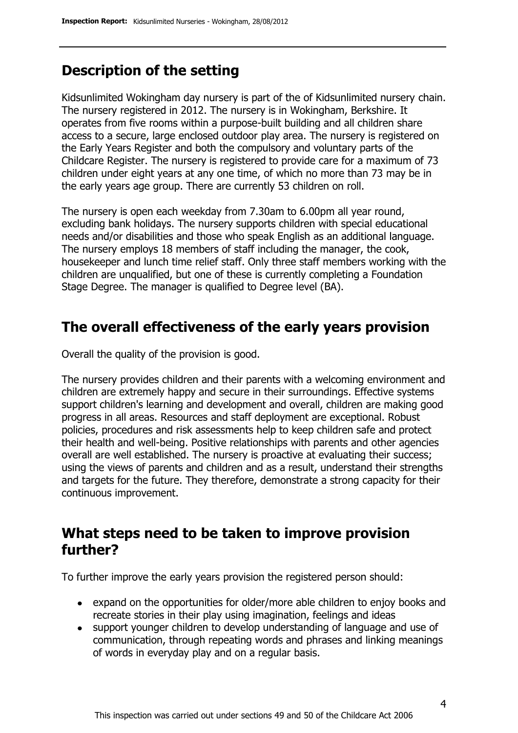## Description of the setting

Kidsunlimited Wokingham day nursery is part of the of Kidsunlimited nursery chain. The nursery registered in 2012. The nursery is in Wokingham, Berkshire. It operates from five rooms within a purpose-built building and all children share access to a secure, large enclosed outdoor play area. The nursery is registered on the Early Years Register and both the compulsory and voluntary parts of the Childcare Register. The nursery is registered to provide care for a maximum of 73 children under eight years at any one time, of which no more than 73 may be in the early years age group. There are currently 53 children on roll.

The nursery is open each weekday from 7.30am to 6.00pm all year round, excluding bank holidays. The nursery supports children with special educational needs and/or disabilities and those who speak English as an additional language. The nursery employs 18 members of staff including the manager, the cook, housekeeper and lunch time relief staff. Only three staff members working with the children are unqualified, but one of these is currently completing a Foundation Stage Degree. The manager is qualified to Degree level (BA).

## The overall effectiveness of the early years provision

Overall the quality of the provision is good.

The nursery provides children and their parents with a welcoming environment and children are extremely happy and secure in their surroundings. Effective systems support children's learning and development and overall, children are making good progress in all areas. Resources and staff deployment are exceptional. Robust policies, procedures and risk assessments help to keep children safe and protect their health and well-being. Positive relationships with parents and other agencies overall are well established. The nursery is proactive at evaluating their success; using the views of parents and children and as a result, understand their strengths and targets for the future. They therefore, demonstrate a strong capacity for their continuous improvement.

## What steps need to be taken to improve provision further?

To further improve the early years provision the registered person should:

- expand on the opportunities for older/more able children to enjoy books and recreate stories in their play using imagination, feelings and ideas
- support younger children to develop understanding of language and use of communication, through repeating words and phrases and linking meanings of words in everyday play and on a regular basis.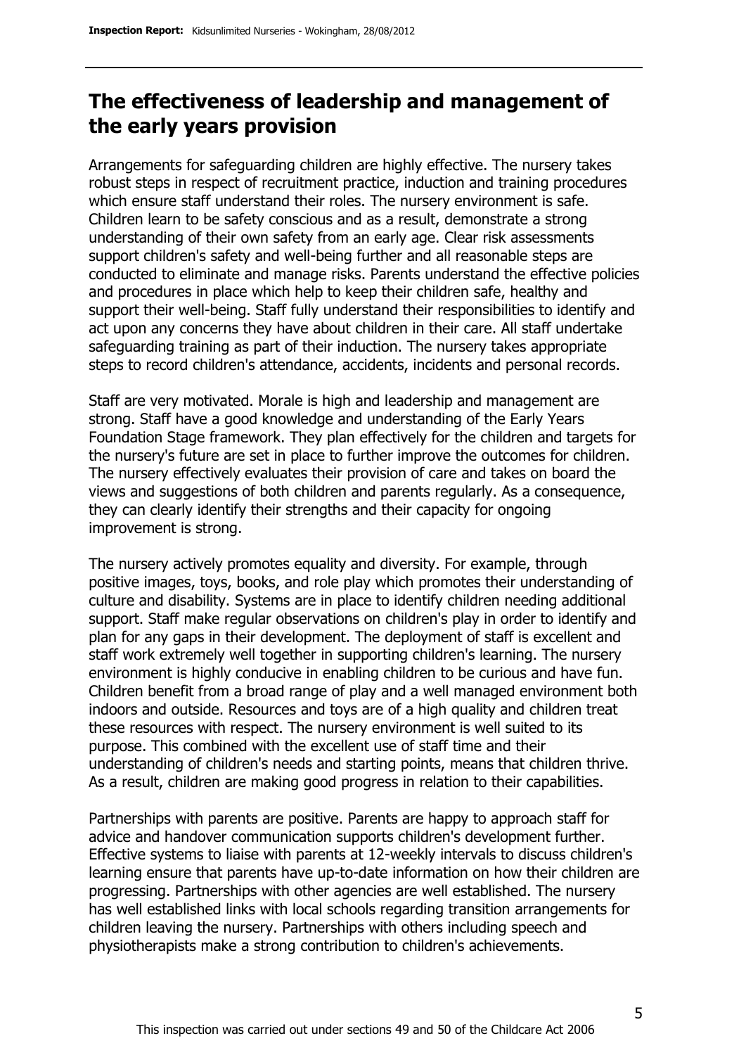## The effectiveness of leadership and management of the early years provision

Arrangements for safeguarding children are highly effective. The nursery takes robust steps in respect of recruitment practice, induction and training procedures which ensure staff understand their roles. The nursery environment is safe. Children learn to be safety conscious and as a result, demonstrate a strong understanding of their own safety from an early age. Clear risk assessments support children's safety and well-being further and all reasonable steps are conducted to eliminate and manage risks. Parents understand the effective policies and procedures in place which help to keep their children safe, healthy and support their well-being. Staff fully understand their responsibilities to identify and act upon any concerns they have about children in their care. All staff undertake safeguarding training as part of their induction. The nursery takes appropriate steps to record children's attendance, accidents, incidents and personal records.

Staff are very motivated. Morale is high and leadership and management are strong. Staff have a good knowledge and understanding of the Early Years Foundation Stage framework. They plan effectively for the children and targets for the nursery's future are set in place to further improve the outcomes for children. The nursery effectively evaluates their provision of care and takes on board the views and suggestions of both children and parents regularly. As a consequence, they can clearly identify their strengths and their capacity for ongoing improvement is strong.

The nursery actively promotes equality and diversity. For example, through positive images, toys, books, and role play which promotes their understanding of culture and disability. Systems are in place to identify children needing additional support. Staff make regular observations on children's play in order to identify and plan for any gaps in their development. The deployment of staff is excellent and staff work extremely well together in supporting children's learning. The nursery environment is highly conducive in enabling children to be curious and have fun. Children benefit from a broad range of play and a well managed environment both indoors and outside. Resources and toys are of a high quality and children treat these resources with respect. The nursery environment is well suited to its purpose. This combined with the excellent use of staff time and their understanding of children's needs and starting points, means that children thrive. As a result, children are making good progress in relation to their capabilities.

Partnerships with parents are positive. Parents are happy to approach staff for advice and handover communication supports children's development further. Effective systems to liaise with parents at 12-weekly intervals to discuss children's learning ensure that parents have up-to-date information on how their children are progressing. Partnerships with other agencies are well established. The nursery has well established links with local schools regarding transition arrangements for children leaving the nursery. Partnerships with others including speech and physiotherapists make a strong contribution to children's achievements.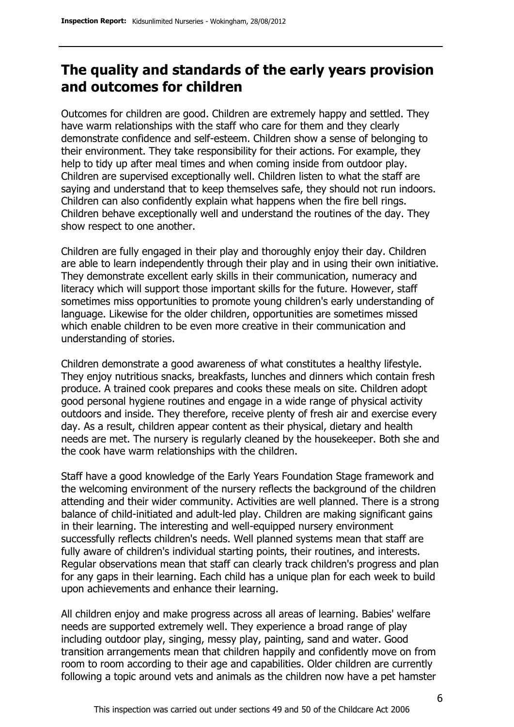## The quality and standards of the early years provision and outcomes for children

Outcomes for children are good. Children are extremely happy and settled. They have warm relationships with the staff who care for them and they clearly demonstrate confidence and self-esteem. Children show a sense of belonging to their environment. They take responsibility for their actions. For example, they help to tidy up after meal times and when coming inside from outdoor play. Children are supervised exceptionally well. Children listen to what the staff are saying and understand that to keep themselves safe, they should not run indoors. Children can also confidently explain what happens when the fire bell rings. Children behave exceptionally well and understand the routines of the day. They show respect to one another.

Children are fully engaged in their play and thoroughly enjoy their day. Children are able to learn independently through their play and in using their own initiative. They demonstrate excellent early skills in their communication, numeracy and literacy which will support those important skills for the future. However, staff sometimes miss opportunities to promote young children's early understanding of language. Likewise for the older children, opportunities are sometimes missed which enable children to be even more creative in their communication and understanding of stories.

Children demonstrate a good awareness of what constitutes a healthy lifestyle. They enjoy nutritious snacks, breakfasts, lunches and dinners which contain fresh produce. A trained cook prepares and cooks these meals on site. Children adopt good personal hygiene routines and engage in a wide range of physical activity outdoors and inside. They therefore, receive plenty of fresh air and exercise every day. As a result, children appear content as their physical, dietary and health needs are met. The nursery is regularly cleaned by the housekeeper. Both she and the cook have warm relationships with the children.

Staff have a good knowledge of the Early Years Foundation Stage framework and the welcoming environment of the nursery reflects the background of the children attending and their wider community. Activities are well planned. There is a strong balance of child-initiated and adult-led play. Children are making significant gains in their learning. The interesting and well-equipped nursery environment successfully reflects children's needs. Well planned systems mean that staff are fully aware of children's individual starting points, their routines, and interests. Regular observations mean that staff can clearly track children's progress and plan for any gaps in their learning. Each child has a unique plan for each week to build upon achievements and enhance their learning.

All children enjoy and make progress across all areas of learning. Babies' welfare needs are supported extremely well. They experience a broad range of play including outdoor play, singing, messy play, painting, sand and water. Good transition arrangements mean that children happily and confidently move on from room to room according to their age and capabilities. Older children are currently following a topic around vets and animals as the children now have a pet hamster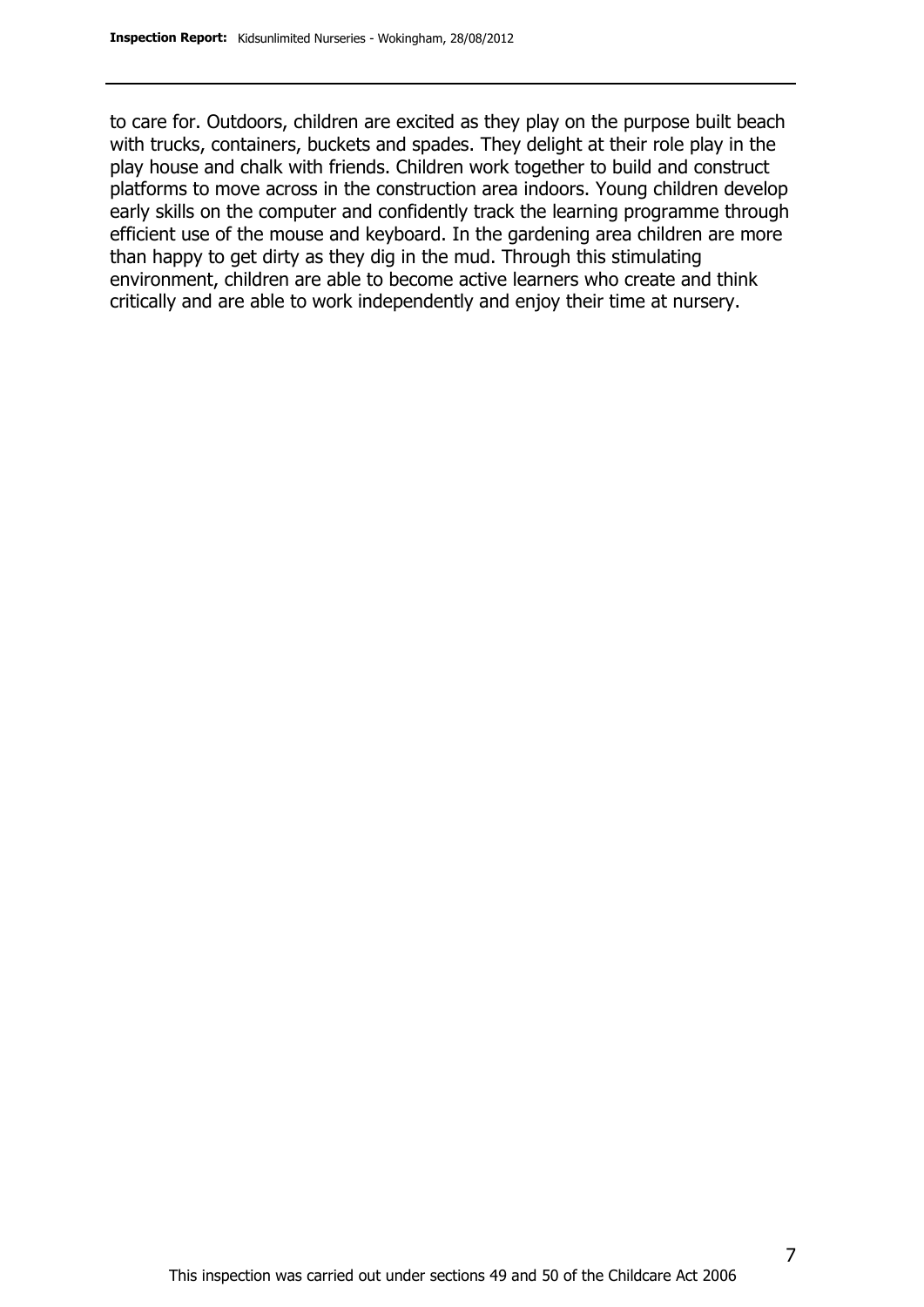to care for. Outdoors, children are excited as they play on the purpose built beach with trucks, containers, buckets and spades. They delight at their role play in the play house and chalk with friends. Children work together to build and construct platforms to move across in the construction area indoors. Young children develop early skills on the computer and confidently track the learning programme through efficient use of the mouse and keyboard. In the gardening area children are more than happy to get dirty as they dig in the mud. Through this stimulating environment, children are able to become active learners who create and think critically and are able to work independently and enjoy their time at nursery.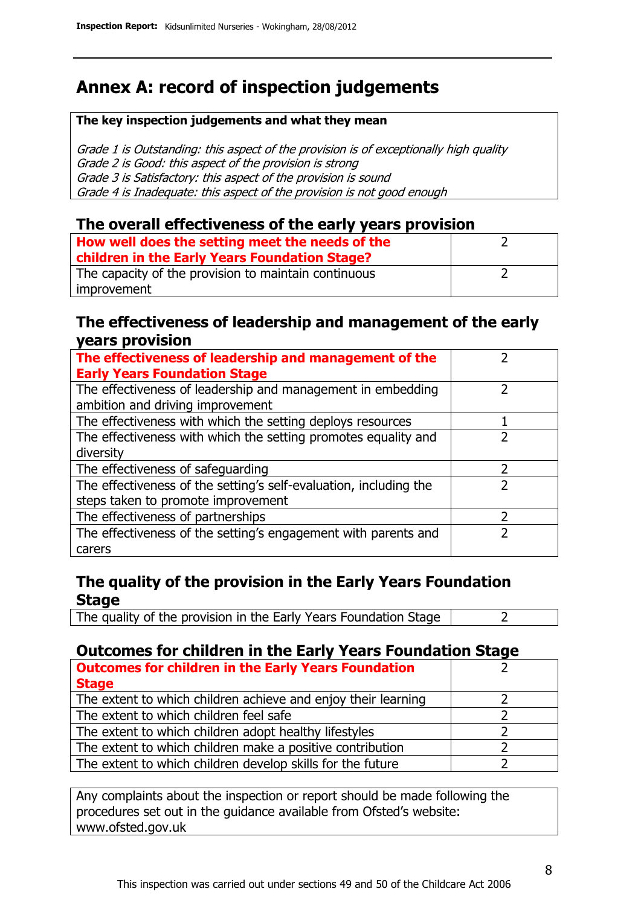# Annex A: record of inspection judgements

| **The key inspection judgements and what they mean** |
|---|
| *Grade 1 is Outstanding: this aspect of the provision is of exceptionally high quality*<br>*Grade 2 is Good: this aspect of the provision is strong*<br>*Grade 3 is Satisfactory: this aspect of the provision is sound*<br>*Grade 4 is Inadequate: this aspect of the provision is not good enough* |

## The overall effectiveness of the early years provision

| | |
|---|---|
| **How well does the setting meet the needs of the children in the Early Years Foundation Stage?** | 2 |
| The capacity of the provision to maintain continuous improvement | 2 |

## The effectiveness of leadership and management of the early years provision

| | |
|---|---|
| **The effectiveness of leadership and management of the Early Years Foundation Stage** | 2 |
| The effectiveness of leadership and management in embedding ambition and driving improvement | 2 |
| The effectiveness with which the setting deploys resources | 1 |
| The effectiveness with which the setting promotes equality and diversity | 2 |
| The effectiveness of safeguarding | 2 |
| The effectiveness of the setting's self-evaluation, including the steps taken to promote improvement | 2 |
| The effectiveness of partnerships | 2 |
| The effectiveness of the setting's engagement with parents and carers | 2 |

## The quality of the provision in the Early Years Foundation Stage

| | |
|---|---|
| The quality of the provision in the Early Years Foundation Stage | 2 |

## Outcomes for children in the Early Years Foundation Stage

| | |
|---|---|
| **Outcomes for children in the Early Years Foundation Stage** | 2 |
| The extent to which children achieve and enjoy their learning | 2 |
| The extent to which children feel safe | 2 |
| The extent to which children adopt healthy lifestyles | 2 |
| The extent to which children make a positive contribution | 2 |
| The extent to which children develop skills for the future | 2 |

Any complaints about the inspection or report should be made following the procedures set out in the guidance available from Ofsted's website: www.ofsted.gov.uk

This inspection was carried out under sections 49 and 50 of the Childcare Act 2006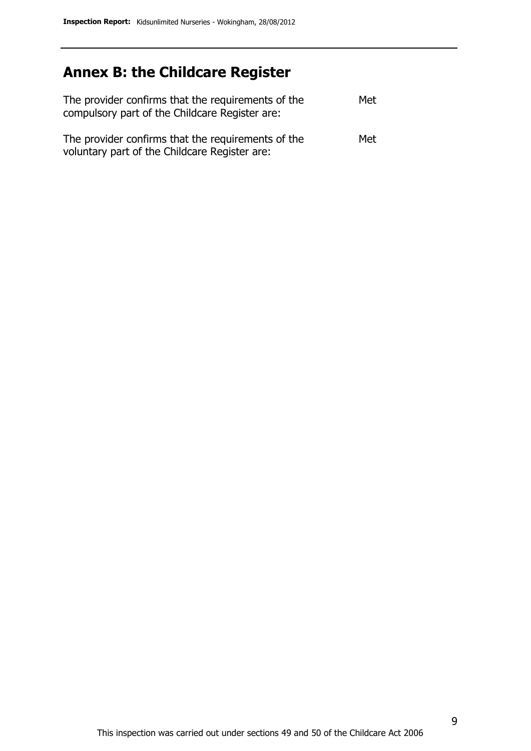## Annex B: the Childcare Register

| | |
|---|---|
| The provider confirms that the requirements of the compulsory part of the Childcare Register are: | Met |
| The provider confirms that the requirements of the voluntary part of the Childcare Register are: | Met |

This inspection was carried out under sections 49 and 50 of the Childcare Act 2006